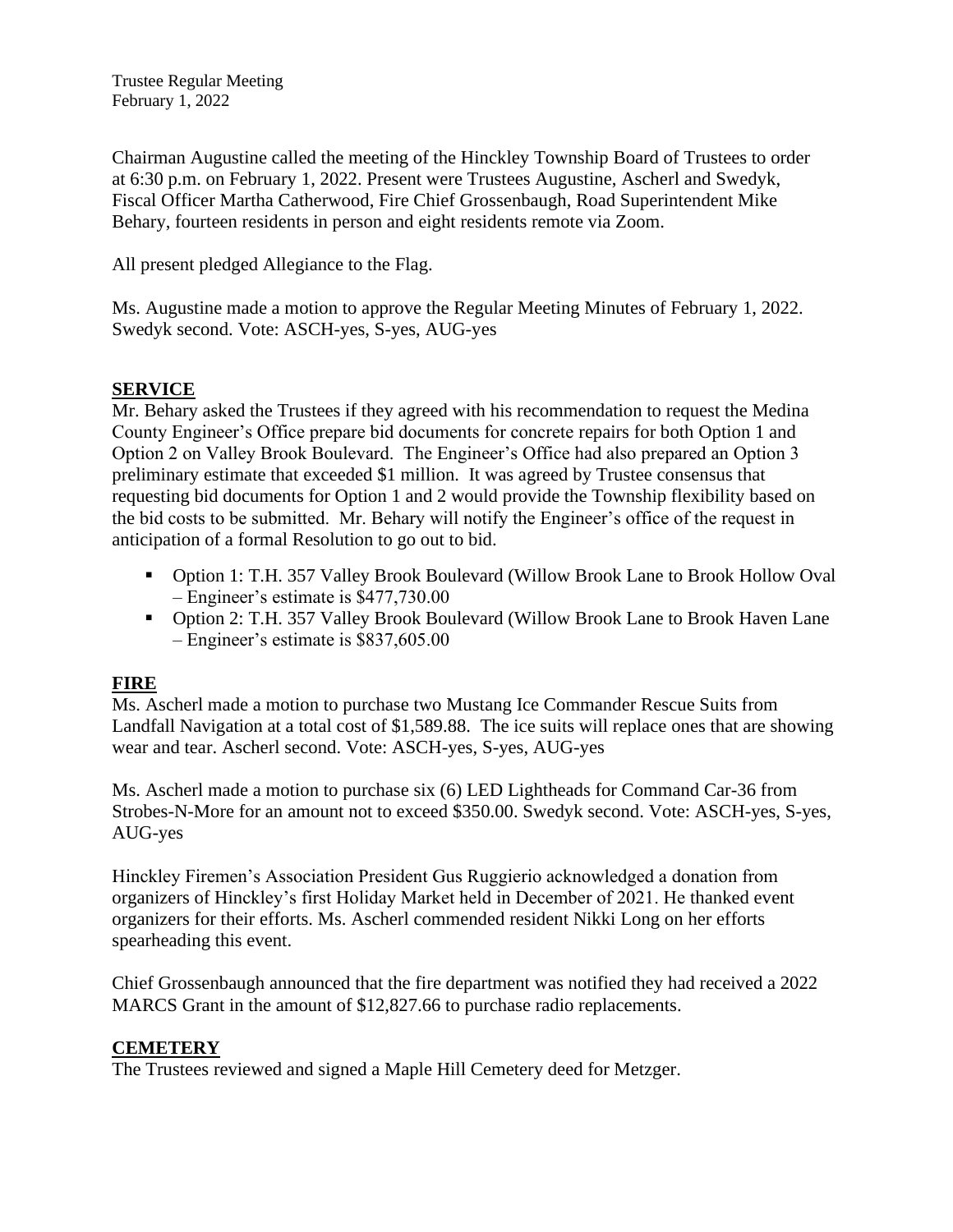Trustee Regular Meeting
February 1, 2022

Chairman Augustine called the meeting of the Hinckley Township Board of Trustees to order at 6:30 p.m. on February 1, 2022. Present were Trustees Augustine, Ascherl and Swedyk, Fiscal Officer Martha Catherwood, Fire Chief Grossenbaugh, Road Superintendent Mike Behary, fourteen residents in person and eight residents remote via Zoom.

All present pledged Allegiance to the Flag.

Ms. Augustine made a motion to approve the Regular Meeting Minutes of February 1, 2022. Swedyk second. Vote: ASCH-yes, S-yes, AUG-yes

## SERVICE

Mr. Behary asked the Trustees if they agreed with his recommendation to request the Medina County Engineer's Office prepare bid documents for concrete repairs for both Option 1 and Option 2 on Valley Brook Boulevard. The Engineer's Office had also prepared an Option 3 preliminary estimate that exceeded $1 million. It was agreed by Trustee consensus that requesting bid documents for Option 1 and 2 would provide the Township flexibility based on the bid costs to be submitted. Mr. Behary will notify the Engineer's office of the request in anticipation of a formal Resolution to go out to bid.

- Option 1: T.H. 357 Valley Brook Boulevard (Willow Brook Lane to Brook Hollow Oval – Engineer's estimate is $477,730.00
- Option 2: T.H. 357 Valley Brook Boulevard (Willow Brook Lane to Brook Haven Lane – Engineer's estimate is $837,605.00

## FIRE

Ms. Ascherl made a motion to purchase two Mustang Ice Commander Rescue Suits from Landfall Navigation at a total cost of $1,589.88. The ice suits will replace ones that are showing wear and tear. Ascherl second. Vote: ASCH-yes, S-yes, AUG-yes

Ms. Ascherl made a motion to purchase six (6) LED Lightheads for Command Car-36 from Strobes-N-More for an amount not to exceed $350.00. Swedyk second. Vote: ASCH-yes, S-yes, AUG-yes

Hinckley Firemen's Association President Gus Ruggierio acknowledged a donation from organizers of Hinckley's first Holiday Market held in December of 2021. He thanked event organizers for their efforts. Ms. Ascherl commended resident Nikki Long on her efforts spearheading this event.

Chief Grossenbaugh announced that the fire department was notified they had received a 2022 MARCS Grant in the amount of $12,827.66 to purchase radio replacements.

## CEMETERY

The Trustees reviewed and signed a Maple Hill Cemetery deed for Metzger.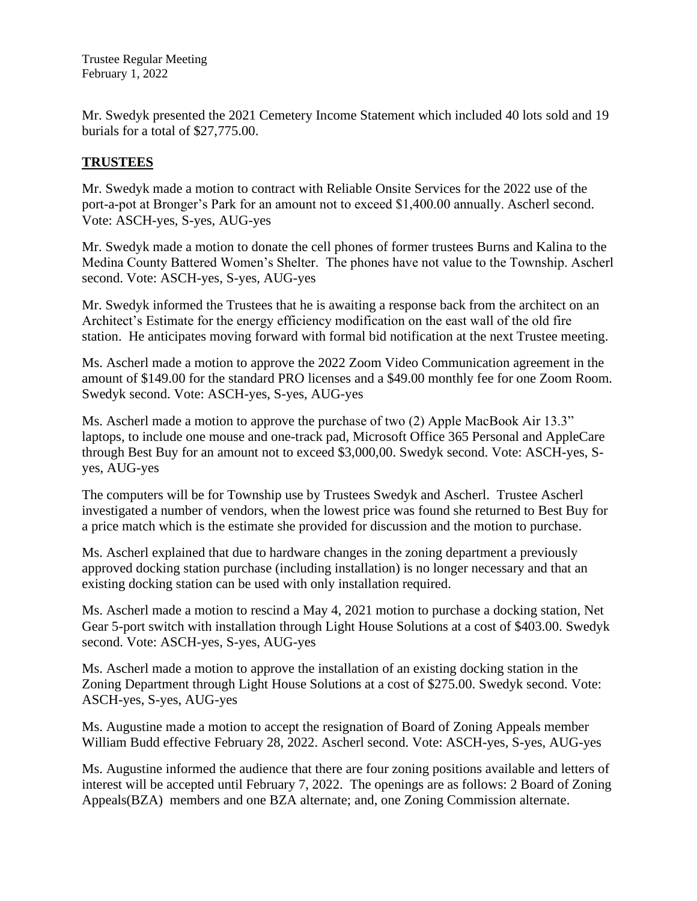Mr. Swedyk presented the 2021 Cemetery Income Statement which included 40 lots sold and 19 burials for a total of $27,775.00.

## TRUSTEES

Mr. Swedyk made a motion to contract with Reliable Onsite Services for the 2022 use of the port-a-pot at Bronger's Park for an amount not to exceed $1,400.00 annually. Ascherl second. Vote: ASCH-yes, S-yes, AUG-yes

Mr. Swedyk made a motion to donate the cell phones of former trustees Burns and Kalina to the Medina County Battered Women's Shelter. The phones have not value to the Township. Ascherl second. Vote: ASCH-yes, S-yes, AUG-yes

Mr. Swedyk informed the Trustees that he is awaiting a response back from the architect on an Architect's Estimate for the energy efficiency modification on the east wall of the old fire station. He anticipates moving forward with formal bid notification at the next Trustee meeting.

Ms. Ascherl made a motion to approve the 2022 Zoom Video Communication agreement in the amount of $149.00 for the standard PRO licenses and a $49.00 monthly fee for one Zoom Room. Swedyk second. Vote: ASCH-yes, S-yes, AUG-yes

Ms. Ascherl made a motion to approve the purchase of two (2) Apple MacBook Air 13.3" laptops, to include one mouse and one-track pad, Microsoft Office 365 Personal and AppleCare through Best Buy for an amount not to exceed $3,000,00. Swedyk second. Vote: ASCH-yes, S-yes, AUG-yes

The computers will be for Township use by Trustees Swedyk and Ascherl. Trustee Ascherl investigated a number of vendors, when the lowest price was found she returned to Best Buy for a price match which is the estimate she provided for discussion and the motion to purchase.

Ms. Ascherl explained that due to hardware changes in the zoning department a previously approved docking station purchase (including installation) is no longer necessary and that an existing docking station can be used with only installation required.

Ms. Ascherl made a motion to rescind a May 4, 2021 motion to purchase a docking station, Net Gear 5-port switch with installation through Light House Solutions at a cost of $403.00. Swedyk second. Vote: ASCH-yes, S-yes, AUG-yes

Ms. Ascherl made a motion to approve the installation of an existing docking station in the Zoning Department through Light House Solutions at a cost of $275.00. Swedyk second. Vote: ASCH-yes, S-yes, AUG-yes

Ms. Augustine made a motion to accept the resignation of Board of Zoning Appeals member William Budd effective February 28, 2022. Ascherl second. Vote: ASCH-yes, S-yes, AUG-yes

Ms. Augustine informed the audience that there are four zoning positions available and letters of interest will be accepted until February 7, 2022. The openings are as follows: 2 Board of Zoning Appeals(BZA) members and one BZA alternate; and, one Zoning Commission alternate.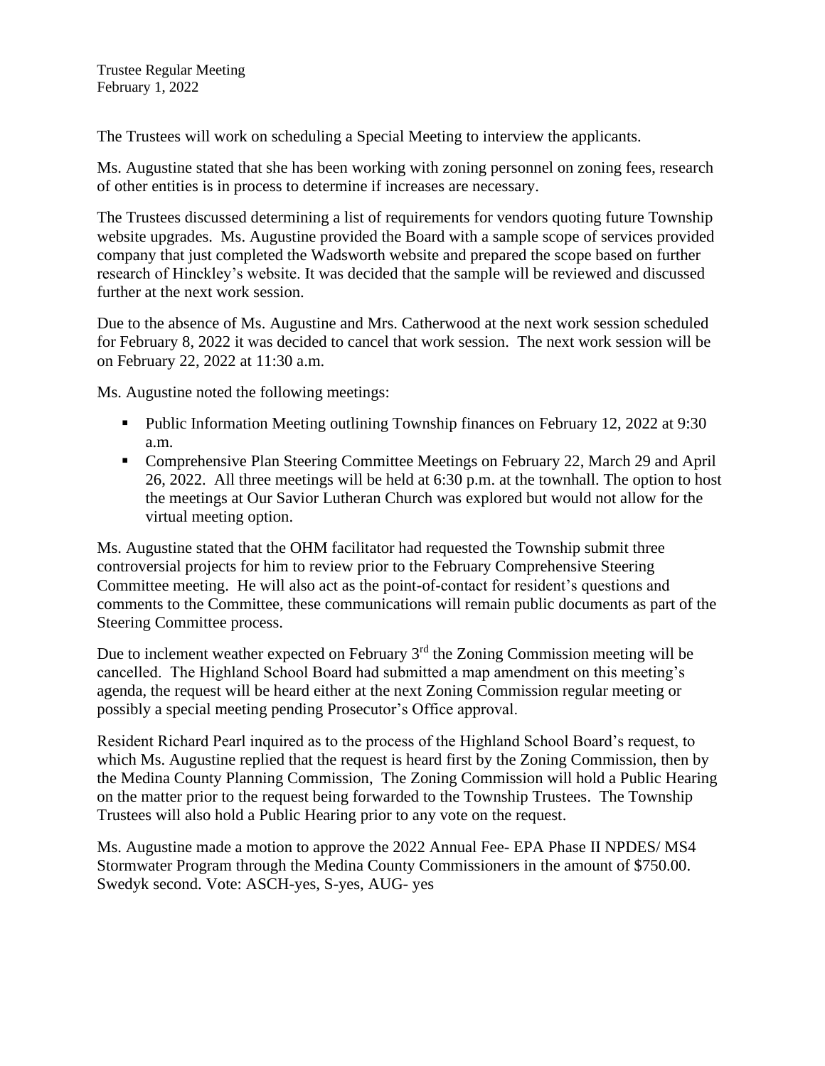The Trustees will work on scheduling a Special Meeting to interview the applicants.

Ms. Augustine stated that she has been working with zoning personnel on zoning fees, research of other entities is in process to determine if increases are necessary.

The Trustees discussed determining a list of requirements for vendors quoting future Township website upgrades. Ms. Augustine provided the Board with a sample scope of services provided company that just completed the Wadsworth website and prepared the scope based on further research of Hinckley's website. It was decided that the sample will be reviewed and discussed further at the next work session.

Due to the absence of Ms. Augustine and Mrs. Catherwood at the next work session scheduled for February 8, 2022 it was decided to cancel that work session. The next work session will be on February 22, 2022 at 11:30 a.m.

Ms. Augustine noted the following meetings:

- Public Information Meeting outlining Township finances on February 12, 2022 at 9:30 a.m.
- Comprehensive Plan Steering Committee Meetings on February 22, March 29 and April 26, 2022. All three meetings will be held at 6:30 p.m. at the townhall. The option to host the meetings at Our Savior Lutheran Church was explored but would not allow for the virtual meeting option.

Ms. Augustine stated that the OHM facilitator had requested the Township submit three controversial projects for him to review prior to the February Comprehensive Steering Committee meeting. He will also act as the point-of-contact for resident's questions and comments to the Committee, these communications will remain public documents as part of the Steering Committee process.

Due to inclement weather expected on February 3rd the Zoning Commission meeting will be cancelled. The Highland School Board had submitted a map amendment on this meeting's agenda, the request will be heard either at the next Zoning Commission regular meeting or possibly a special meeting pending Prosecutor's Office approval.

Resident Richard Pearl inquired as to the process of the Highland School Board's request, to which Ms. Augustine replied that the request is heard first by the Zoning Commission, then by the Medina County Planning Commission, The Zoning Commission will hold a Public Hearing on the matter prior to the request being forwarded to the Township Trustees. The Township Trustees will also hold a Public Hearing prior to any vote on the request.

Ms. Augustine made a motion to approve the 2022 Annual Fee- EPA Phase II NPDES/ MS4 Stormwater Program through the Medina County Commissioners in the amount of $750.00. Swedyk second. Vote: ASCH-yes, S-yes, AUG- yes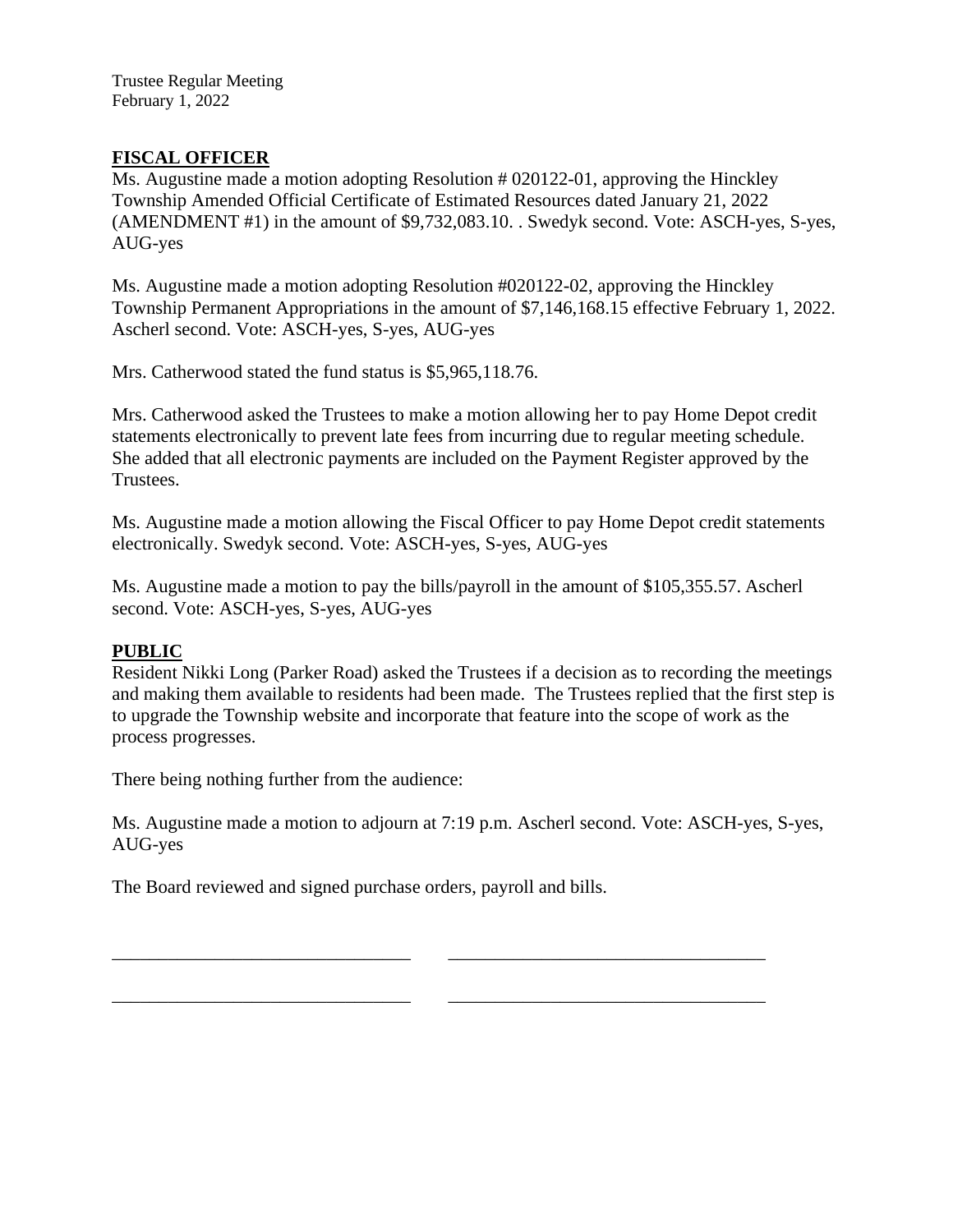Trustee Regular Meeting
February 1, 2022

**FISCAL OFFICER**

Ms. Augustine made a motion adopting Resolution # 020122-01, approving the Hinckley Township Amended Official Certificate of Estimated Resources dated January 21, 2022 (AMENDMENT #1) in the amount of $9,732,083.10. . Swedyk second. Vote: ASCH-yes, S-yes, AUG-yes

Ms. Augustine made a motion adopting Resolution #020122-02, approving the Hinckley Township Permanent Appropriations in the amount of $7,146,168.15 effective February 1, 2022. Ascherl second. Vote: ASCH-yes, S-yes, AUG-yes

Mrs. Catherwood stated the fund status is $5,965,118.76.

Mrs. Catherwood asked the Trustees to make a motion allowing her to pay Home Depot credit statements electronically to prevent late fees from incurring due to regular meeting schedule. She added that all electronic payments are included on the Payment Register approved by the Trustees.

Ms. Augustine made a motion allowing the Fiscal Officer to pay Home Depot credit statements electronically. Swedyk second. Vote: ASCH-yes, S-yes, AUG-yes

Ms. Augustine made a motion to pay the bills/payroll in the amount of $105,355.57. Ascherl second. Vote: ASCH-yes, S-yes, AUG-yes

**PUBLIC**

Resident Nikki Long (Parker Road) asked the Trustees if a decision as to recording the meetings and making them available to residents had been made. The Trustees replied that the first step is to upgrade the Township website and incorporate that feature into the scope of work as the process progresses.

There being nothing further from the audience:

Ms. Augustine made a motion to adjourn at 7:19 p.m. Ascherl second. Vote: ASCH-yes, S-yes, AUG-yes

The Board reviewed and signed purchase orders, payroll and bills.

\_\_\_\_\_\_\_\_\_\_\_\_\_\_\_\_\_\_\_\_\_\_\_\_\_\_\_\_\_\_\_\_ \_\_\_\_\_\_\_\_\_\_\_\_\_\_\_\_\_\_\_\_\_\_\_\_\_\_\_\_\_\_\_\_\_\_

\_\_\_\_\_\_\_\_\_\_\_\_\_\_\_\_\_\_\_\_\_\_\_\_\_\_\_\_\_\_\_\_ \_\_\_\_\_\_\_\_\_\_\_\_\_\_\_\_\_\_\_\_\_\_\_\_\_\_\_\_\_\_\_\_\_\_